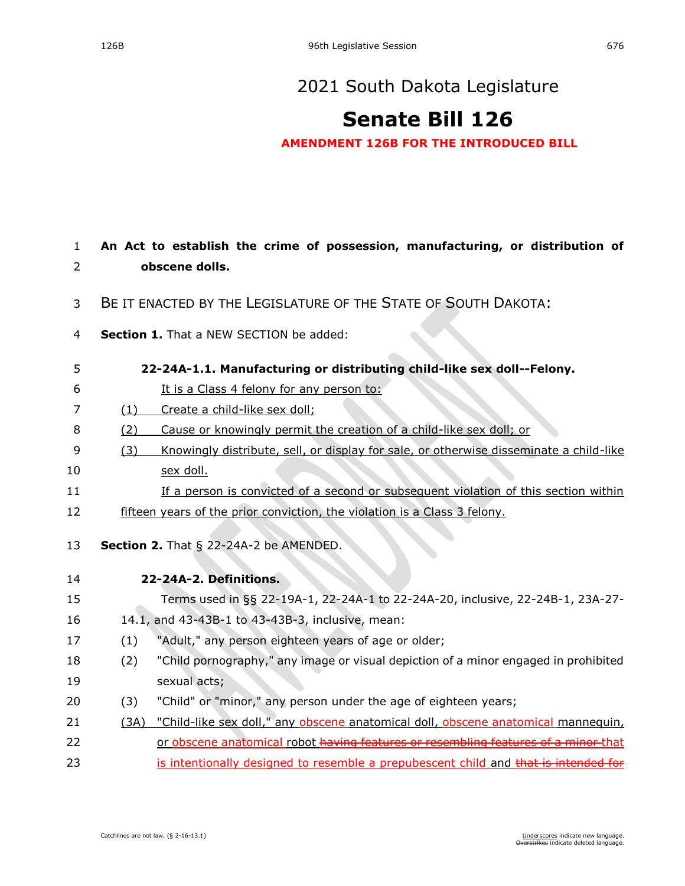# 2021 South Dakota Legislature

# Senate Bill 126

**AMENDMENT 126B FOR THE INTRODUCED BILL**

**An Act to establish the crime of possession, manufacturing, or distribution of obscene dolls.**

BE IT ENACTED BY THE LEGISLATURE OF THE STATE OF SOUTH DAKOTA:

**Section 1.** That a NEW SECTION be added:

**22-24A-1.1. Manufacturing or distributing child-like sex doll--Felony.**

It is a Class 4 felony for any person to:

(1) Create a child-like sex doll;

(2) Cause or knowingly permit the creation of a child-like sex doll; or

(3) Knowingly distribute, sell, or display for sale, or otherwise disseminate a child-like sex doll.

If a person is convicted of a second or subsequent violation of this section within fifteen years of the prior conviction, the violation is a Class 3 felony.

**Section 2.** That § 22-24A-2 be AMENDED.

**22-24A-2. Definitions.**

Terms used in §§ 22-19A-1, 22-24A-1 to 22-24A-20, inclusive, 22-24B-1, 23A-27-14.1, and 43-43B-1 to 43-43B-3, inclusive, mean:

(1) "Adult," any person eighteen years of age or older;

(2) "Child pornography," any image or visual depiction of a minor engaged in prohibited sexual acts;

(3) "Child" or "minor," any person under the age of eighteen years;

(3A) "Child-like sex doll," any obscene anatomical doll, obscene anatomical mannequin, or obscene anatomical robot ~~having features or resembling features of a minor~~ that is intentionally designed to resemble a prepubescent child and ~~that is intended for~~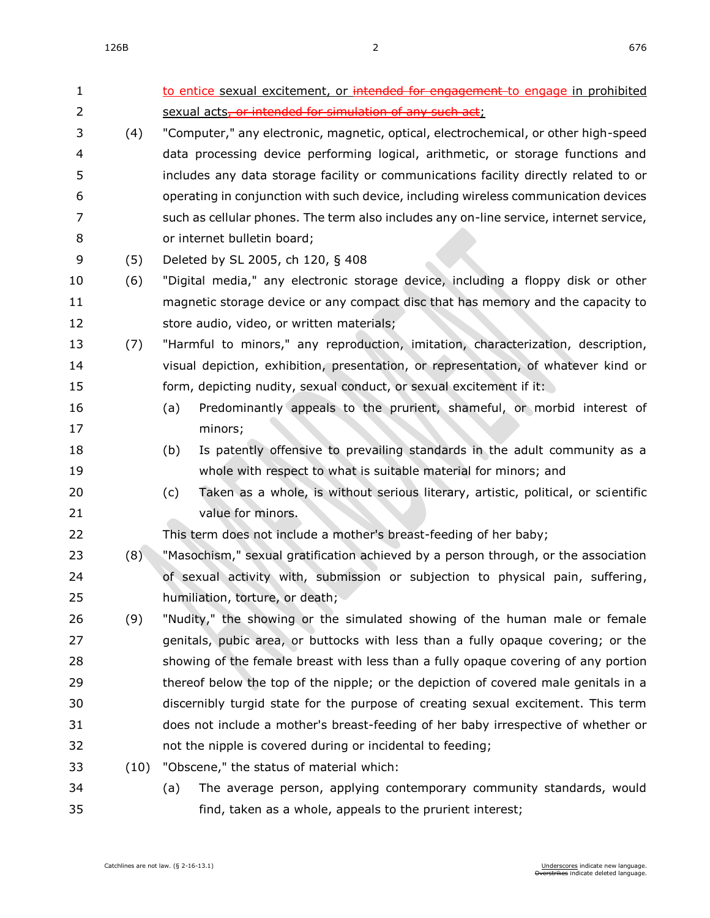to entice sexual excitement, or ~~intended for engagement~~ to engage in prohibited sexual acts~~, or intended for simulation of any such act~~;

(4) "Computer," any electronic, magnetic, optical, electrochemical, or other high-speed data processing device performing logical, arithmetic, or storage functions and includes any data storage facility or communications facility directly related to or operating in conjunction with such device, including wireless communication devices such as cellular phones. The term also includes any on-line service, internet service, or internet bulletin board;

(5) Deleted by SL 2005, ch 120, § 408

(6) "Digital media," any electronic storage device, including a floppy disk or other magnetic storage device or any compact disc that has memory and the capacity to store audio, video, or written materials;

(7) "Harmful to minors," any reproduction, imitation, characterization, description, visual depiction, exhibition, presentation, or representation, of whatever kind or form, depicting nudity, sexual conduct, or sexual excitement if it:

(a) Predominantly appeals to the prurient, shameful, or morbid interest of minors;

(b) Is patently offensive to prevailing standards in the adult community as a whole with respect to what is suitable material for minors; and

(c) Taken as a whole, is without serious literary, artistic, political, or scientific value for minors.

This term does not include a mother's breast-feeding of her baby;

(8) "Masochism," sexual gratification achieved by a person through, or the association of sexual activity with, submission or subjection to physical pain, suffering, humiliation, torture, or death;

(9) "Nudity," the showing or the simulated showing of the human male or female genitals, pubic area, or buttocks with less than a fully opaque covering; or the showing of the female breast with less than a fully opaque covering of any portion thereof below the top of the nipple; or the depiction of covered male genitals in a discernibly turgid state for the purpose of creating sexual excitement. This term does not include a mother's breast-feeding of her baby irrespective of whether or not the nipple is covered during or incidental to feeding;

(10) "Obscene," the status of material which:

(a) The average person, applying contemporary community standards, would find, taken as a whole, appeals to the prurient interest;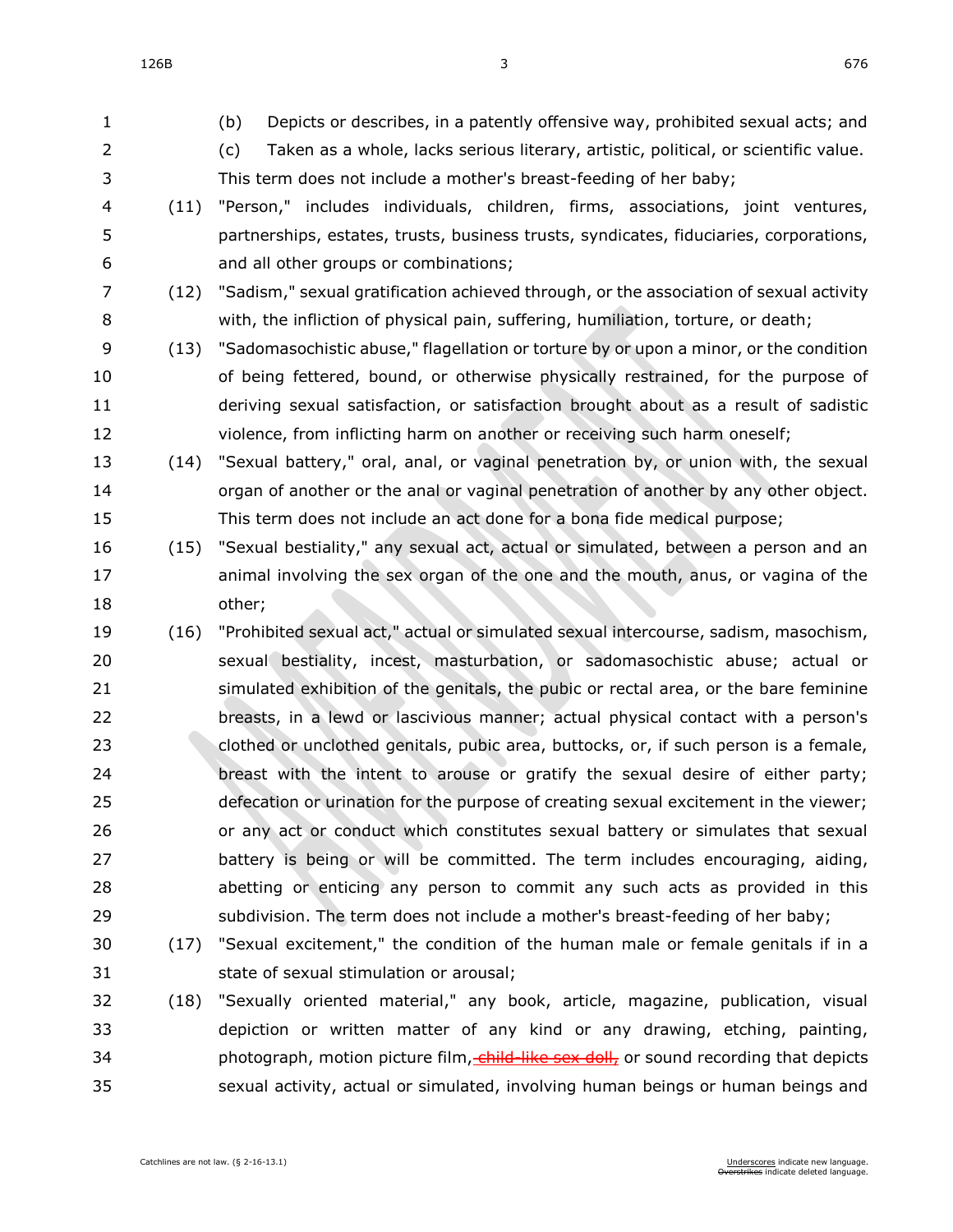(b) Depicts or describes, in a patently offensive way, prohibited sexual acts; and

(c) Taken as a whole, lacks serious literary, artistic, political, or scientific value. This term does not include a mother's breast-feeding of her baby;

(11) "Person," includes individuals, children, firms, associations, joint ventures, partnerships, estates, trusts, business trusts, syndicates, fiduciaries, corporations, and all other groups or combinations;

(12) "Sadism," sexual gratification achieved through, or the association of sexual activity with, the infliction of physical pain, suffering, humiliation, torture, or death;

(13) "Sadomasochistic abuse," flagellation or torture by or upon a minor, or the condition of being fettered, bound, or otherwise physically restrained, for the purpose of deriving sexual satisfaction, or satisfaction brought about as a result of sadistic violence, from inflicting harm on another or receiving such harm oneself;

(14) "Sexual battery," oral, anal, or vaginal penetration by, or union with, the sexual organ of another or the anal or vaginal penetration of another by any other object. This term does not include an act done for a bona fide medical purpose;

(15) "Sexual bestiality," any sexual act, actual or simulated, between a person and an animal involving the sex organ of the one and the mouth, anus, or vagina of the other;

(16) "Prohibited sexual act," actual or simulated sexual intercourse, sadism, masochism, sexual bestiality, incest, masturbation, or sadomasochistic abuse; actual or simulated exhibition of the genitals, the pubic or rectal area, or the bare feminine breasts, in a lewd or lascivious manner; actual physical contact with a person's clothed or unclothed genitals, pubic area, buttocks, or, if such person is a female, breast with the intent to arouse or gratify the sexual desire of either party; defecation or urination for the purpose of creating sexual excitement in the viewer; or any act or conduct which constitutes sexual battery or simulates that sexual battery is being or will be committed. The term includes encouraging, aiding, abetting or enticing any person to commit any such acts as provided in this subdivision. The term does not include a mother's breast-feeding of her baby;

(17) "Sexual excitement," the condition of the human male or female genitals if in a state of sexual stimulation or arousal;

(18) "Sexually oriented material," any book, article, magazine, publication, visual depiction or written matter of any kind or any drawing, etching, painting, photograph, motion picture film, ~~child-like sex doll,~~ or sound recording that depicts sexual activity, actual or simulated, involving human beings or human beings and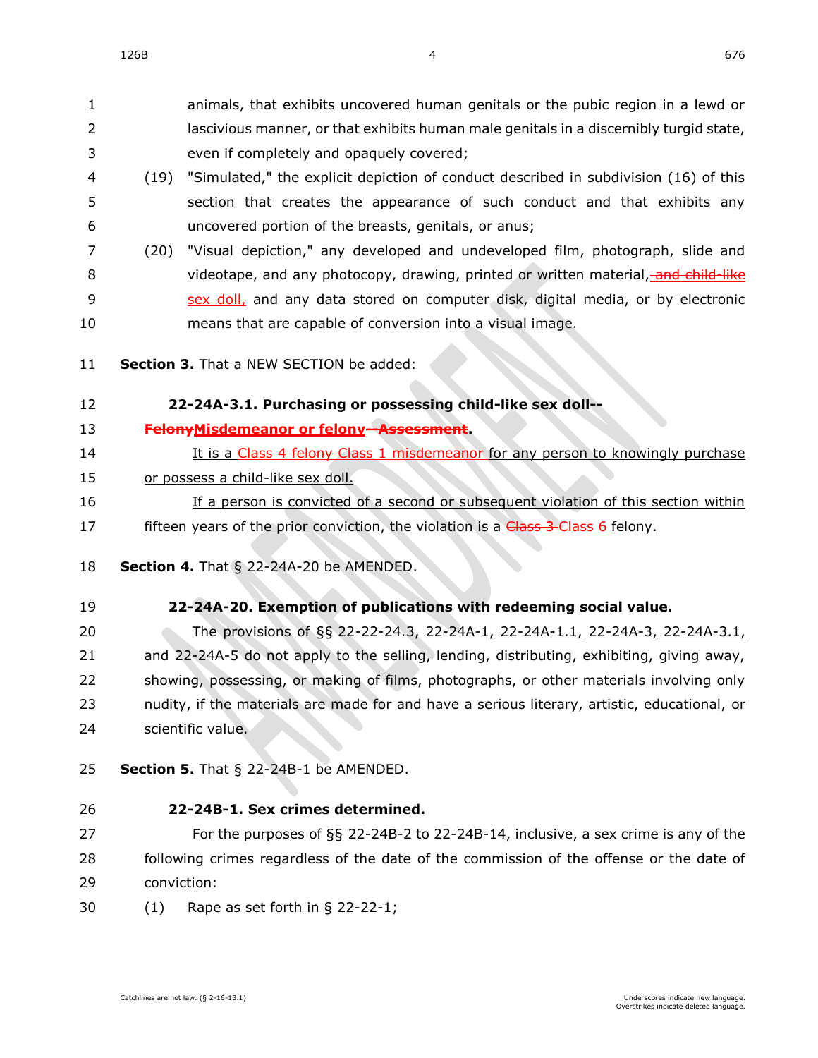animals, that exhibits uncovered human genitals or the pubic region in a lewd or lascivious manner, or that exhibits human male genitals in a discernibly turgid state, even if completely and opaquely covered;

(19) "Simulated," the explicit depiction of conduct described in subdivision (16) of this section that creates the appearance of such conduct and that exhibits any uncovered portion of the breasts, genitals, or anus;

(20) "Visual depiction," any developed and undeveloped film, photograph, slide and videotape, and any photocopy, drawing, printed or written material, ~~and child-like sex doll,~~ and any data stored on computer disk, digital media, or by electronic means that are capable of conversion into a visual image.

**Section 3.** That a NEW SECTION be added:

**22-24A-3.1. Purchasing or possessing child-like sex doll--~~Felony~~Misdemeanor or felony~~--Assessment~~.**

It is a ~~Class 4 felony~~ Class 1 misdemeanor for any person to knowingly purchase or possess a child-like sex doll.

If a person is convicted of a second or subsequent violation of this section within fifteen years of the prior conviction, the violation is a ~~Class 3~~ Class 6 felony.

**Section 4.** That § 22-24A-20 be AMENDED.

**22-24A-20. Exemption of publications with redeeming social value.**

The provisions of §§ 22-22-24.3, 22-24A-1, 22-24A-1.1, 22-24A-3, 22-24A-3.1, and 22-24A-5 do not apply to the selling, lending, distributing, exhibiting, giving away, showing, possessing, or making of films, photographs, or other materials involving only nudity, if the materials are made for and have a serious literary, artistic, educational, or scientific value.

**Section 5.** That § 22-24B-1 be AMENDED.

**22-24B-1. Sex crimes determined.**

For the purposes of §§ 22-24B-2 to 22-24B-14, inclusive, a sex crime is any of the following crimes regardless of the date of the commission of the offense or the date of conviction:

(1) Rape as set forth in § 22-22-1;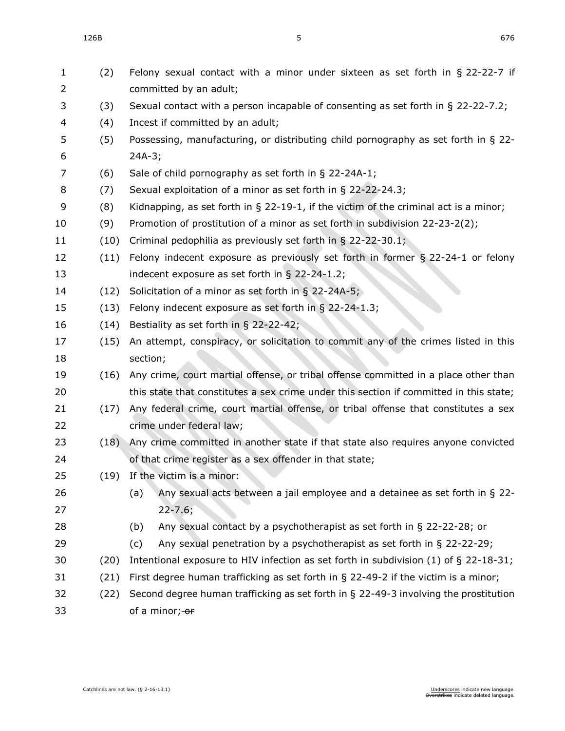(2) Felony sexual contact with a minor under sixteen as set forth in § 22-22-7 if committed by an adult;

(3) Sexual contact with a person incapable of consenting as set forth in § 22-22-7.2;

(4) Incest if committed by an adult;

(5) Possessing, manufacturing, or distributing child pornography as set forth in § 22-24A-3;

(6) Sale of child pornography as set forth in § 22-24A-1;

(7) Sexual exploitation of a minor as set forth in § 22-22-24.3;

(8) Kidnapping, as set forth in § 22-19-1, if the victim of the criminal act is a minor;

(9) Promotion of prostitution of a minor as set forth in subdivision 22-23-2(2);

(10) Criminal pedophilia as previously set forth in § 22-22-30.1;

(11) Felony indecent exposure as previously set forth in former § 22-24-1 or felony indecent exposure as set forth in § 22-24-1.2;

(12) Solicitation of a minor as set forth in § 22-24A-5;

(13) Felony indecent exposure as set forth in § 22-24-1.3;

(14) Bestiality as set forth in § 22-22-42;

(15) An attempt, conspiracy, or solicitation to commit any of the crimes listed in this section;

(16) Any crime, court martial offense, or tribal offense committed in a place other than this state that constitutes a sex crime under this section if committed in this state;

(17) Any federal crime, court martial offense, or tribal offense that constitutes a sex crime under federal law;

(18) Any crime committed in another state if that state also requires anyone convicted of that crime register as a sex offender in that state;

(19) If the victim is a minor:

  (a) Any sexual acts between a jail employee and a detainee as set forth in § 22-22-7.6;

  (b) Any sexual contact by a psychotherapist as set forth in § 22-22-28; or

  (c) Any sexual penetration by a psychotherapist as set forth in § 22-22-29;

(20) Intentional exposure to HIV infection as set forth in subdivision (1) of § 22-18-31;

(21) First degree human trafficking as set forth in § 22-49-2 if the victim is a minor;

(22) Second degree human trafficking as set forth in § 22-49-3 involving the prostitution of a minor; ~~or~~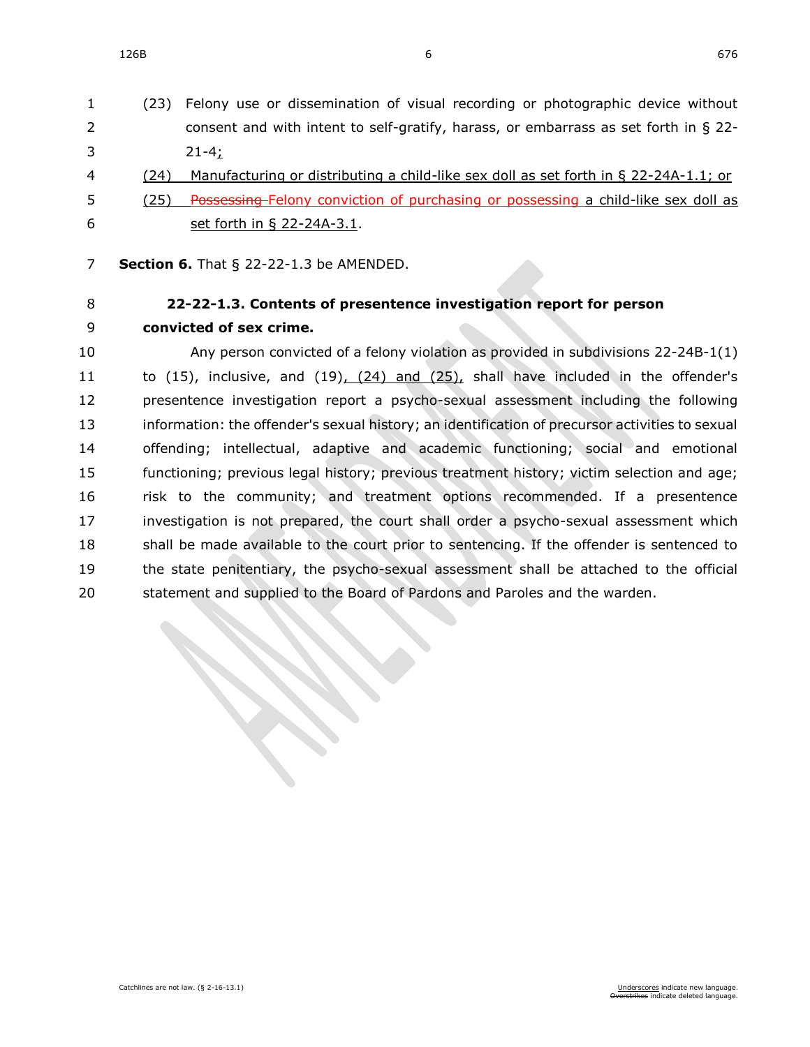(23) Felony use or dissemination of visual recording or photographic device without consent and with intent to self-gratify, harass, or embarrass as set forth in § 22-21-4;

(24) Manufacturing or distributing a child-like sex doll as set forth in § 22-24A-1.1; or

(25) ~~Possessing~~ Felony conviction of purchasing or possessing a child-like sex doll as set forth in § 22-24A-3.1.

**Section 6.** That § 22-22-1.3 be AMENDED.

**22-22-1.3. Contents of presentence investigation report for person convicted of sex crime.**

Any person convicted of a felony violation as provided in subdivisions 22-24B-1(1) to (15), inclusive, and (19), (24) and (25), shall have included in the offender's presentence investigation report a psycho-sexual assessment including the following information: the offender's sexual history; an identification of precursor activities to sexual offending; intellectual, adaptive and academic functioning; social and emotional functioning; previous legal history; previous treatment history; victim selection and age; risk to the community; and treatment options recommended. If a presentence investigation is not prepared, the court shall order a psycho-sexual assessment which shall be made available to the court prior to sentencing. If the offender is sentenced to the state penitentiary, the psycho-sexual assessment shall be attached to the official statement and supplied to the Board of Pardons and Paroles and the warden.